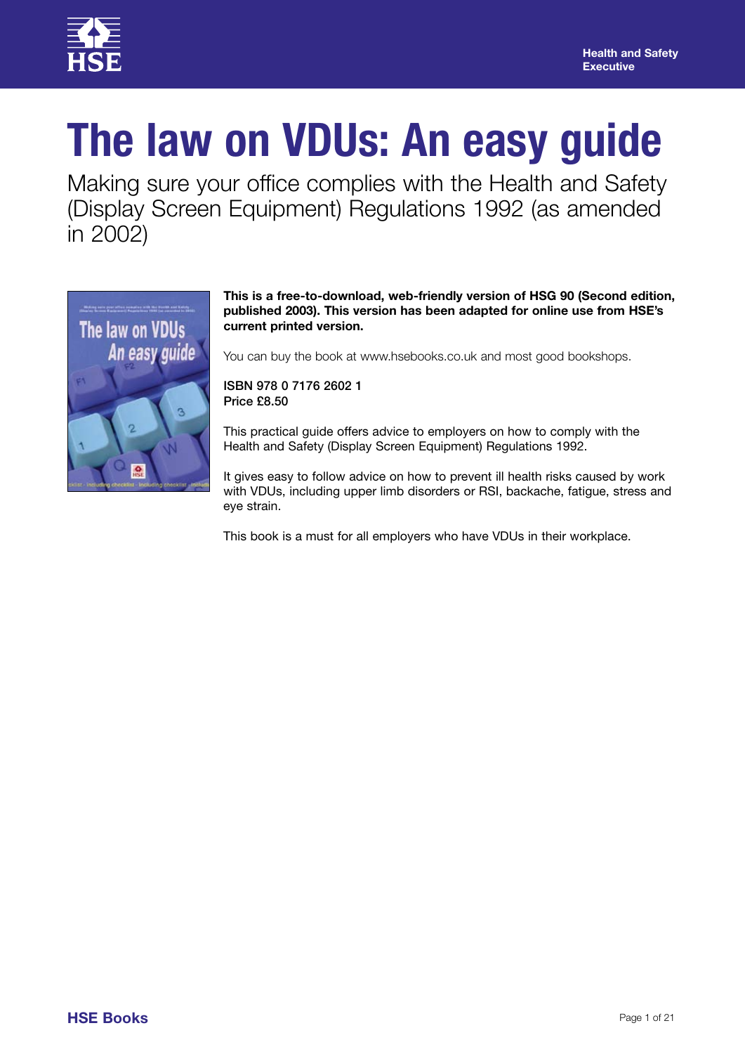# The law on VDUs: An easy guide

Making sure your office complies with the Health and Safety (Display Screen Equipment) Regulations 1992 (as amended in 2002)

**This is a free-to-download, web-friendly version of HSG 90 (Second edition, published 2003). This version has been adapted for online use from HSE's current printed version.**

You can buy the book at www.hsebooks.co.uk and most good bookshops.

**ISBN 978 0 7176 2602 1**
**Price £8.50**

This practical guide offers advice to employers on how to comply with the Health and Safety (Display Screen Equipment) Regulations 1992.

It gives easy to follow advice on how to prevent ill health risks caused by work with VDUs, including upper limb disorders or RSI, backache, fatigue, stress and eye strain.

This book is a must for all employers who have VDUs in their workplace.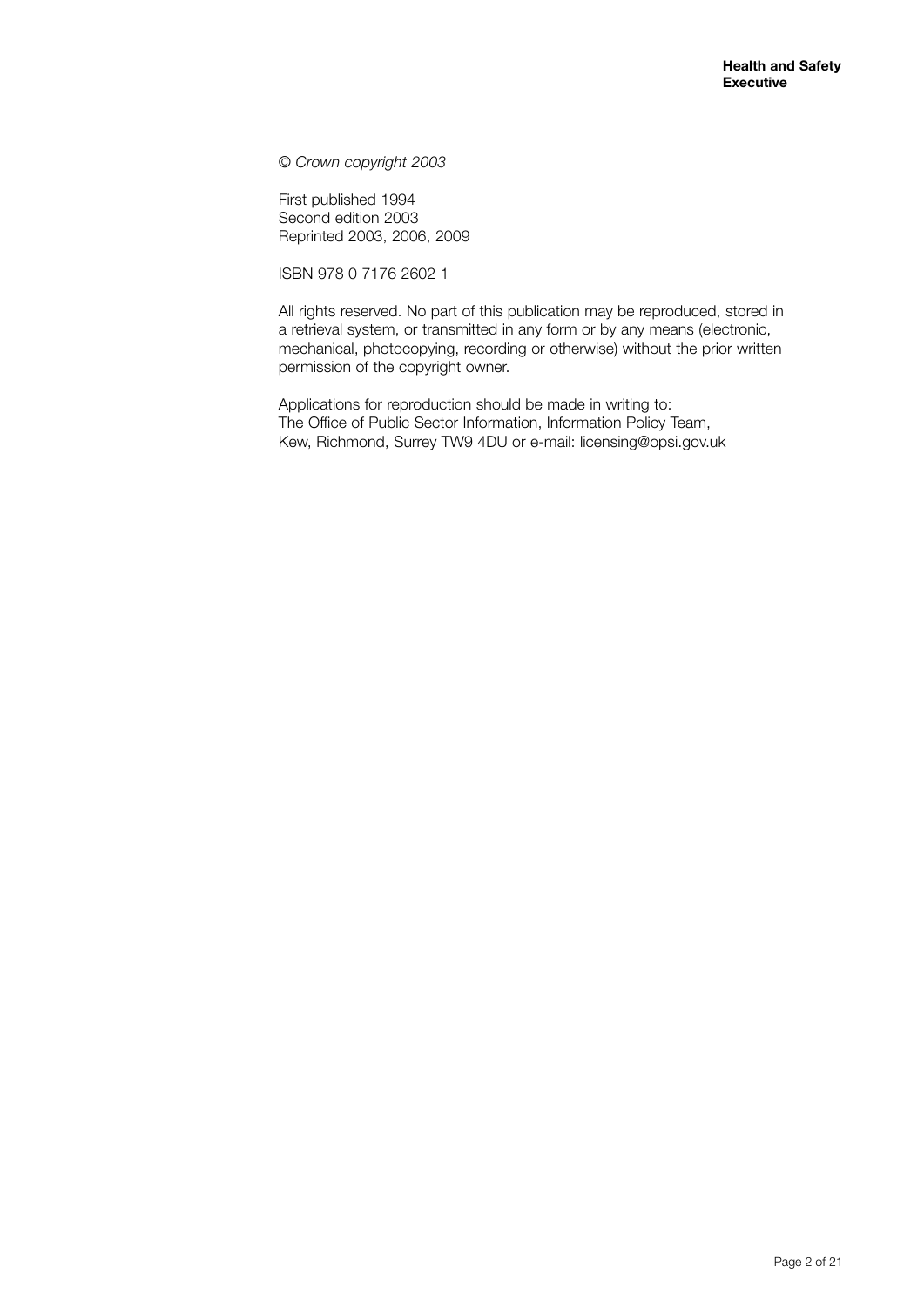*© Crown copyright 2003*

First published 1994
Second edition 2003
Reprinted 2003, 2006, 2009

ISBN 978 0 7176 2602 1

All rights reserved. No part of this publication may be reproduced, stored in a retrieval system, or transmitted in any form or by any means (electronic, mechanical, photocopying, recording or otherwise) without the prior written permission of the copyright owner.

Applications for reproduction should be made in writing to:
The Office of Public Sector Information, Information Policy Team,
Kew, Richmond, Surrey TW9 4DU or e-mail: licensing@opsi.gov.uk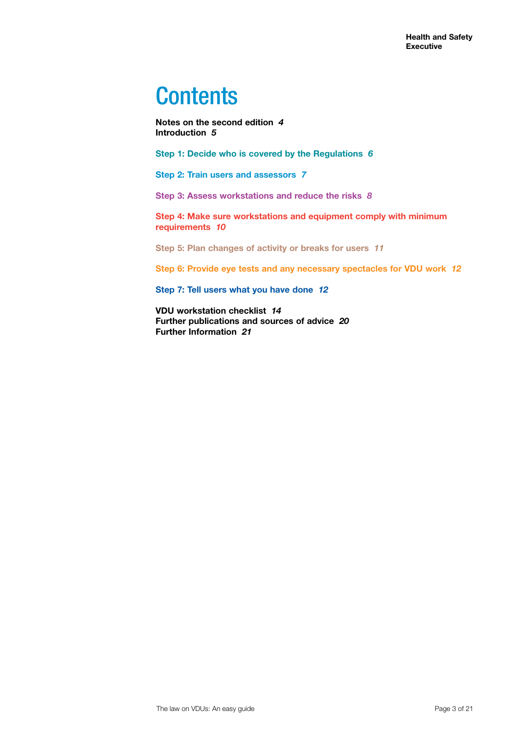# Contents

**Notes on the second edition** *4*
**Introduction** *5*

**Step 1: Decide who is covered by the Regulations** *6*

**Step 2: Train users and assessors** *7*

**Step 3: Assess workstations and reduce the risks** *8*

**Step 4: Make sure workstations and equipment comply with minimum requirements** *10*

**Step 5: Plan changes of activity or breaks for users** *11*

**Step 6: Provide eye tests and any necessary spectacles for VDU work** *12*

**Step 7: Tell users what you have done** *12*

**VDU workstation checklist** *14*
**Further publications and sources of advice** *20*
**Further Information** *21*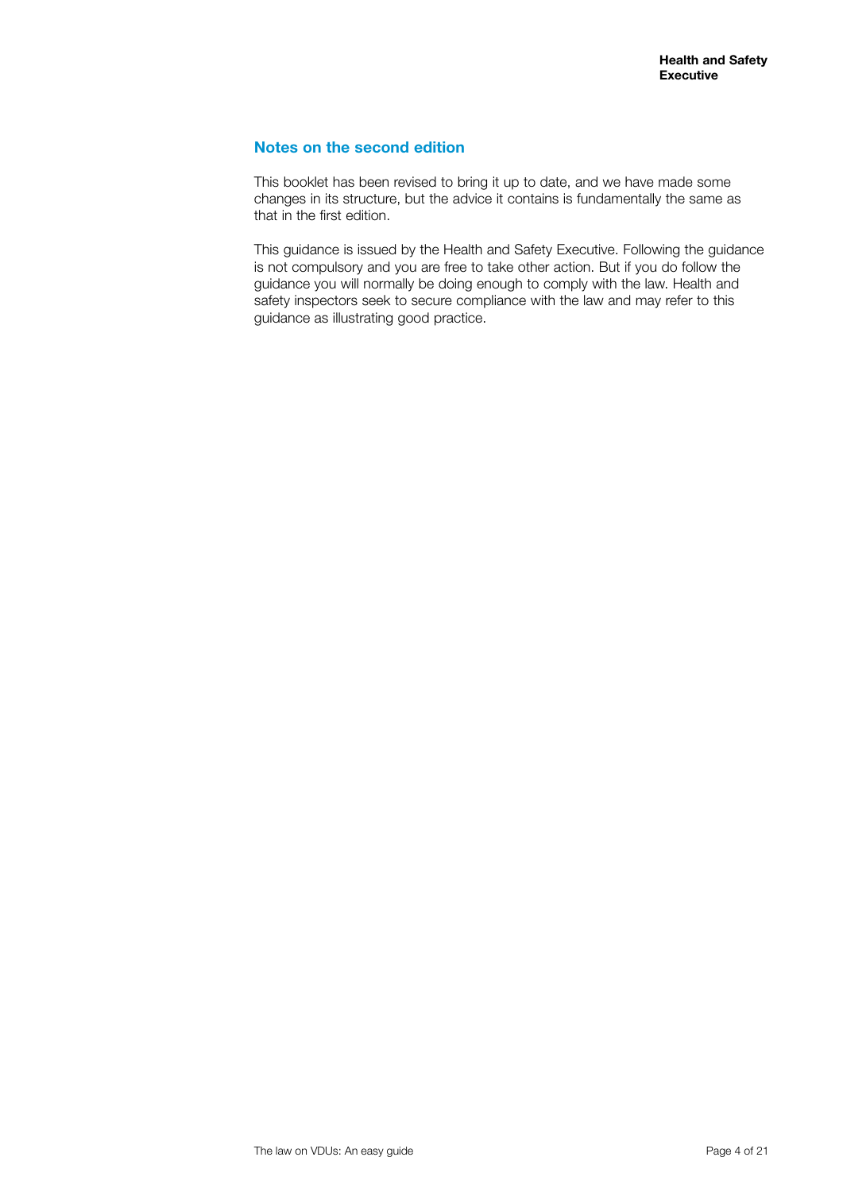## Notes on the second edition

This booklet has been revised to bring it up to date, and we have made some changes in its structure, but the advice it contains is fundamentally the same as that in the first edition.

This guidance is issued by the Health and Safety Executive. Following the guidance is not compulsory and you are free to take other action. But if you do follow the guidance you will normally be doing enough to comply with the law. Health and safety inspectors seek to secure compliance with the law and may refer to this guidance as illustrating good practice.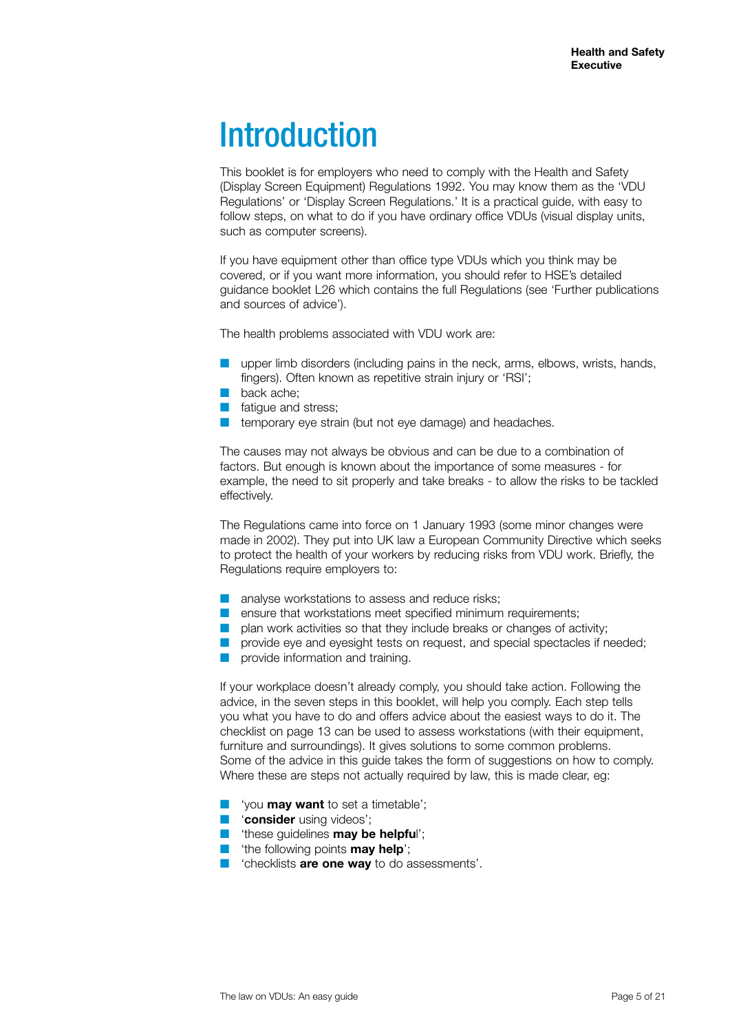# Introduction

This booklet is for employers who need to comply with the Health and Safety (Display Screen Equipment) Regulations 1992. You may know them as the 'VDU Regulations' or 'Display Screen Regulations.' It is a practical guide, with easy to follow steps, on what to do if you have ordinary office VDUs (visual display units, such as computer screens).

If you have equipment other than office type VDUs which you think may be covered, or if you want more information, you should refer to HSE's detailed guidance booklet L26 which contains the full Regulations (see 'Further publications and sources of advice').

The health problems associated with VDU work are:

- upper limb disorders (including pains in the neck, arms, elbows, wrists, hands, fingers). Often known as repetitive strain injury or 'RSI';
- back ache;
- fatigue and stress;
- temporary eye strain (but not eye damage) and headaches.

The causes may not always be obvious and can be due to a combination of factors. But enough is known about the importance of some measures - for example, the need to sit properly and take breaks - to allow the risks to be tackled effectively.

The Regulations came into force on 1 January 1993 (some minor changes were made in 2002). They put into UK law a European Community Directive which seeks to protect the health of your workers by reducing risks from VDU work. Briefly, the Regulations require employers to:

- analyse workstations to assess and reduce risks;
- ensure that workstations meet specified minimum requirements;
- plan work activities so that they include breaks or changes of activity;
- provide eye and eyesight tests on request, and special spectacles if needed;
- provide information and training.

If your workplace doesn't already comply, you should take action. Following the advice, in the seven steps in this booklet, will help you comply. Each step tells you what you have to do and offers advice about the easiest ways to do it. The checklist on page 13 can be used to assess workstations (with their equipment, furniture and surroundings). It gives solutions to some common problems. Some of the advice in this guide takes the form of suggestions on how to comply. Where these are steps not actually required by law, this is made clear, eg:

- 'you **may want** to set a timetable';
- '**consider** using videos';
- 'these guidelines **may be helpful**';
- 'the following points **may help**';
- 'checklists **are one way** to do assessments'.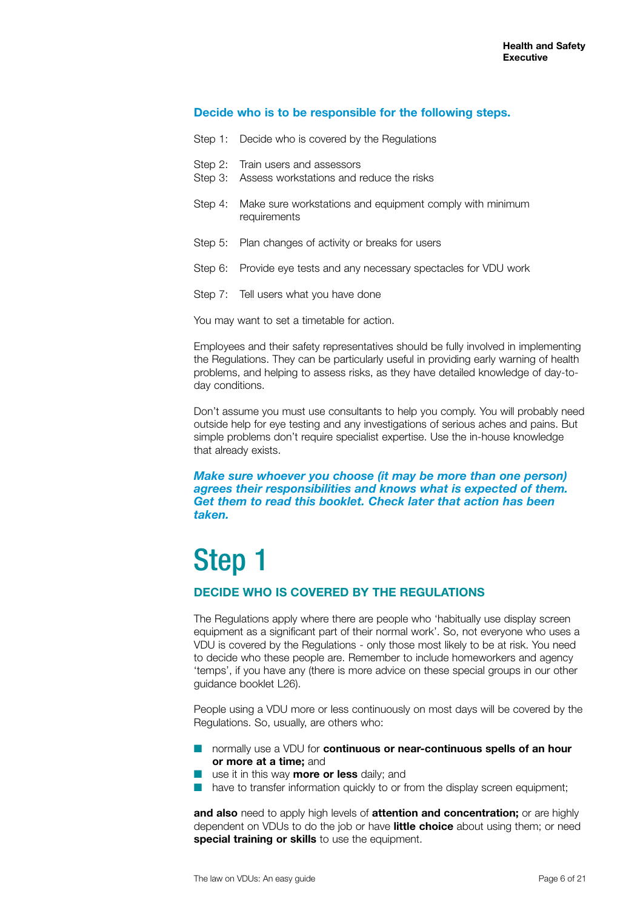### Decide who is to be responsible for the following steps.

Step 1: Decide who is covered by the Regulations

Step 2: Train users and assessors

Step 3: Assess workstations and reduce the risks

Step 4: Make sure workstations and equipment comply with minimum requirements

Step 5: Plan changes of activity or breaks for users

Step 6: Provide eye tests and any necessary spectacles for VDU work

Step 7: Tell users what you have done

You may want to set a timetable for action.

Employees and their safety representatives should be fully involved in implementing the Regulations. They can be particularly useful in providing early warning of health problems, and helping to assess risks, as they have detailed knowledge of day-to-day conditions.

Don't assume you must use consultants to help you comply. You will probably need outside help for eye testing and any investigations of serious aches and pains. But simple problems don't require specialist expertise. Use the in-house knowledge that already exists.

***Make sure whoever you choose (it may be more than one person) agrees their responsibilities and knows what is expected of them. Get them to read this booklet. Check later that action has been taken.***

# Step 1

## DECIDE WHO IS COVERED BY THE REGULATIONS

The Regulations apply where there are people who 'habitually use display screen equipment as a significant part of their normal work'. So, not everyone who uses a VDU is covered by the Regulations - only those most likely to be at risk. You need to decide who these people are. Remember to include homeworkers and agency 'temps', if you have any (there is more advice on these special groups in our other guidance booklet L26).

People using a VDU more or less continuously on most days will be covered by the Regulations. So, usually, are others who:

- normally use a VDU for **continuous or near-continuous spells of an hour or more at a time;** and
- use it in this way **more or less** daily; and
- have to transfer information quickly to or from the display screen equipment;

**and also** need to apply high levels of **attention and concentration;** or are highly dependent on VDUs to do the job or have **little choice** about using them; or need **special training or skills** to use the equipment.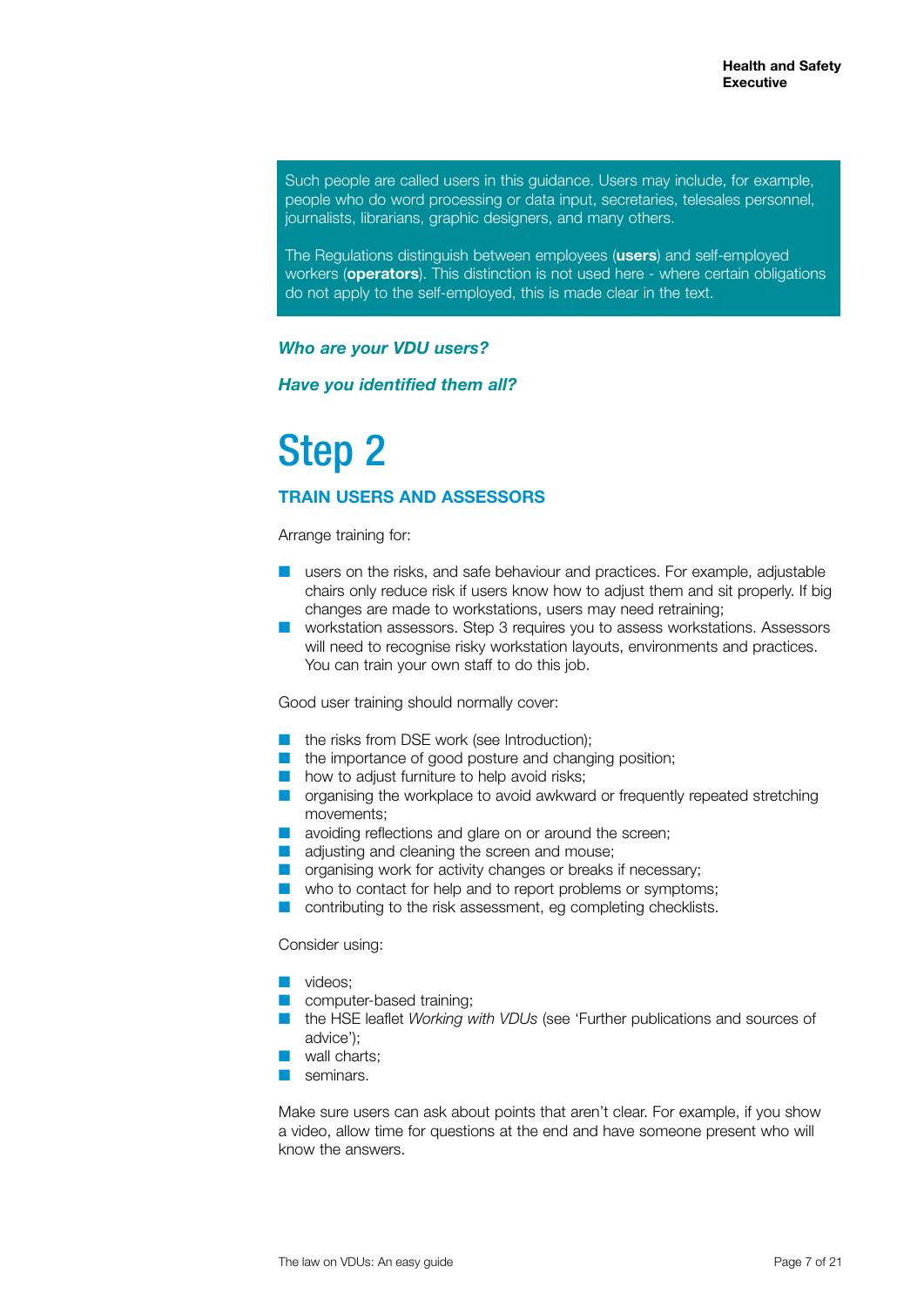Such people are called users in this guidance. Users may include, for example, people who do word processing or data input, secretaries, telesales personnel, journalists, librarians, graphic designers, and many others.

The Regulations distinguish between employees (**users**) and self-employed workers (**operators**). This distinction is not used here - where certain obligations do not apply to the self-employed, this is made clear in the text.

***Who are your VDU users?***

***Have you identified them all?***

# Step 2

## TRAIN USERS AND ASSESSORS

Arrange training for:

- users on the risks, and safe behaviour and practices. For example, adjustable chairs only reduce risk if users know how to adjust them and sit properly. If big changes are made to workstations, users may need retraining;
- workstation assessors. Step 3 requires you to assess workstations. Assessors will need to recognise risky workstation layouts, environments and practices. You can train your own staff to do this job.

Good user training should normally cover:

- the risks from DSE work (see Introduction);
- the importance of good posture and changing position;
- how to adjust furniture to help avoid risks;
- organising the workplace to avoid awkward or frequently repeated stretching movements;
- avoiding reflections and glare on or around the screen;
- adjusting and cleaning the screen and mouse;
- organising work for activity changes or breaks if necessary;
- who to contact for help and to report problems or symptoms;
- contributing to the risk assessment, eg completing checklists.

Consider using:

- videos;
- computer-based training;
- the HSE leaflet *Working with VDUs* (see 'Further publications and sources of advice');
- wall charts;
- seminars.

Make sure users can ask about points that aren't clear. For example, if you show a video, allow time for questions at the end and have someone present who will know the answers.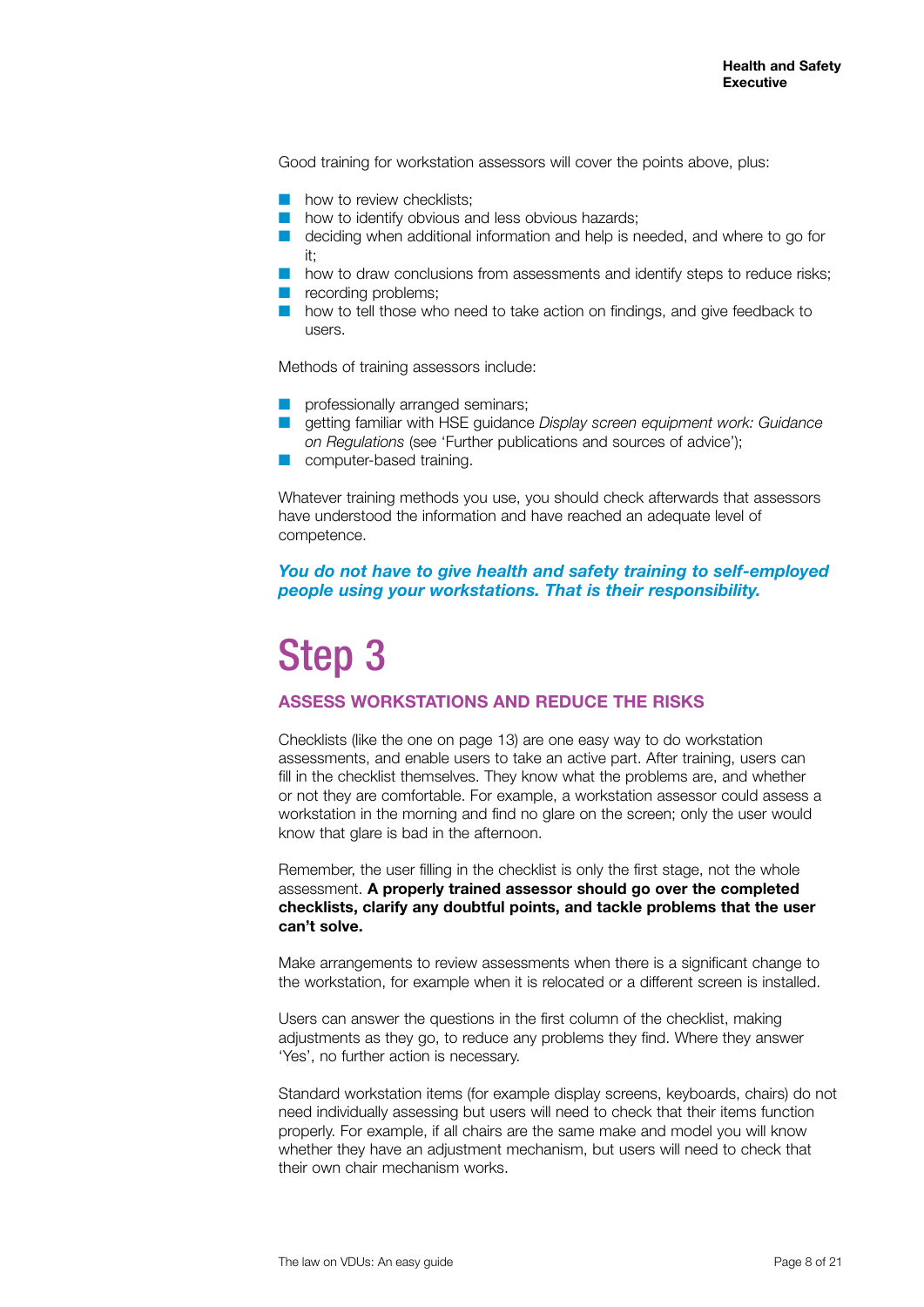Good training for workstation assessors will cover the points above, plus:

- how to review checklists;
- how to identify obvious and less obvious hazards;
- deciding when additional information and help is needed, and where to go for it;
- how to draw conclusions from assessments and identify steps to reduce risks;
- recording problems;
- how to tell those who need to take action on findings, and give feedback to users.

Methods of training assessors include:

- professionally arranged seminars;
- getting familiar with HSE guidance *Display screen equipment work: Guidance on Regulations* (see 'Further publications and sources of advice');
- computer-based training.

Whatever training methods you use, you should check afterwards that assessors have understood the information and have reached an adequate level of competence.

***You do not have to give health and safety training to self-employed people using your workstations. That is their responsibility.***

# Step 3

## ASSESS WORKSTATIONS AND REDUCE THE RISKS

Checklists (like the one on page 13) are one easy way to do workstation assessments, and enable users to take an active part. After training, users can fill in the checklist themselves. They know what the problems are, and whether or not they are comfortable. For example, a workstation assessor could assess a workstation in the morning and find no glare on the screen; only the user would know that glare is bad in the afternoon.

Remember, the user filling in the checklist is only the first stage, not the whole assessment. **A properly trained assessor should go over the completed checklists, clarify any doubtful points, and tackle problems that the user can't solve.**

Make arrangements to review assessments when there is a significant change to the workstation, for example when it is relocated or a different screen is installed.

Users can answer the questions in the first column of the checklist, making adjustments as they go, to reduce any problems they find. Where they answer 'Yes', no further action is necessary.

Standard workstation items (for example display screens, keyboards, chairs) do not need individually assessing but users will need to check that their items function properly. For example, if all chairs are the same make and model you will know whether they have an adjustment mechanism, but users will need to check that their own chair mechanism works.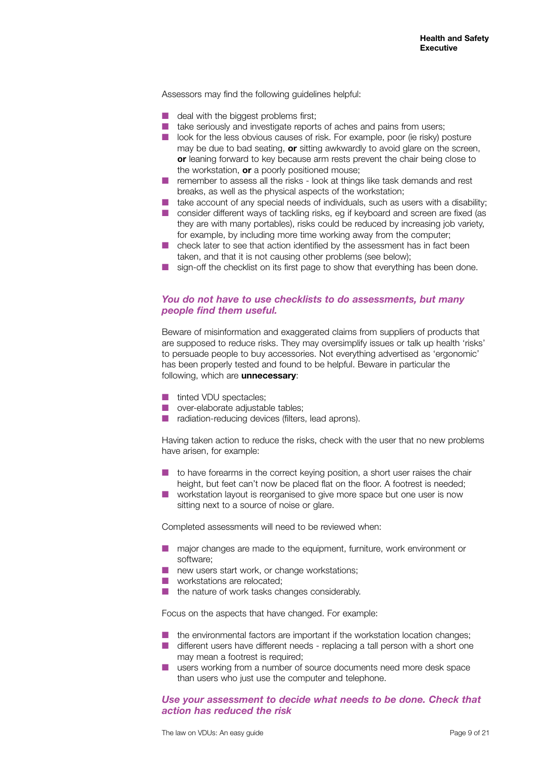Assessors may find the following guidelines helpful:

- deal with the biggest problems first;
- take seriously and investigate reports of aches and pains from users;
- look for the less obvious causes of risk. For example, poor (ie risky) posture may be due to bad seating, **or** sitting awkwardly to avoid glare on the screen, **or** leaning forward to key because arm rests prevent the chair being close to the workstation, **or** a poorly positioned mouse;
- remember to assess all the risks - look at things like task demands and rest breaks, as well as the physical aspects of the workstation;
- take account of any special needs of individuals, such as users with a disability;
- consider different ways of tackling risks, eg if keyboard and screen are fixed (as they are with many portables), risks could be reduced by increasing job variety, for example, by including more time working away from the computer;
- check later to see that action identified by the assessment has in fact been taken, and that it is not causing other problems (see below);
- sign-off the checklist on its first page to show that everything has been done.

***You do not have to use checklists to do assessments, but many people find them useful.***

Beware of misinformation and exaggerated claims from suppliers of products that are supposed to reduce risks. They may oversimplify issues or talk up health 'risks' to persuade people to buy accessories. Not everything advertised as 'ergonomic' has been properly tested and found to be helpful. Beware in particular the following, which are **unnecessary**:

- tinted VDU spectacles;
- over-elaborate adjustable tables;
- radiation-reducing devices (filters, lead aprons).

Having taken action to reduce the risks, check with the user that no new problems have arisen, for example:

- to have forearms in the correct keying position, a short user raises the chair height, but feet can't now be placed flat on the floor. A footrest is needed;
- workstation layout is reorganised to give more space but one user is now sitting next to a source of noise or glare.

Completed assessments will need to be reviewed when:

- major changes are made to the equipment, furniture, work environment or software;
- new users start work, or change workstations;
- workstations are relocated;
- the nature of work tasks changes considerably.

Focus on the aspects that have changed. For example:

- the environmental factors are important if the workstation location changes;
- different users have different needs - replacing a tall person with a short one may mean a footrest is required;
- users working from a number of source documents need more desk space than users who just use the computer and telephone.

***Use your assessment to decide what needs to be done. Check that action has reduced the risk***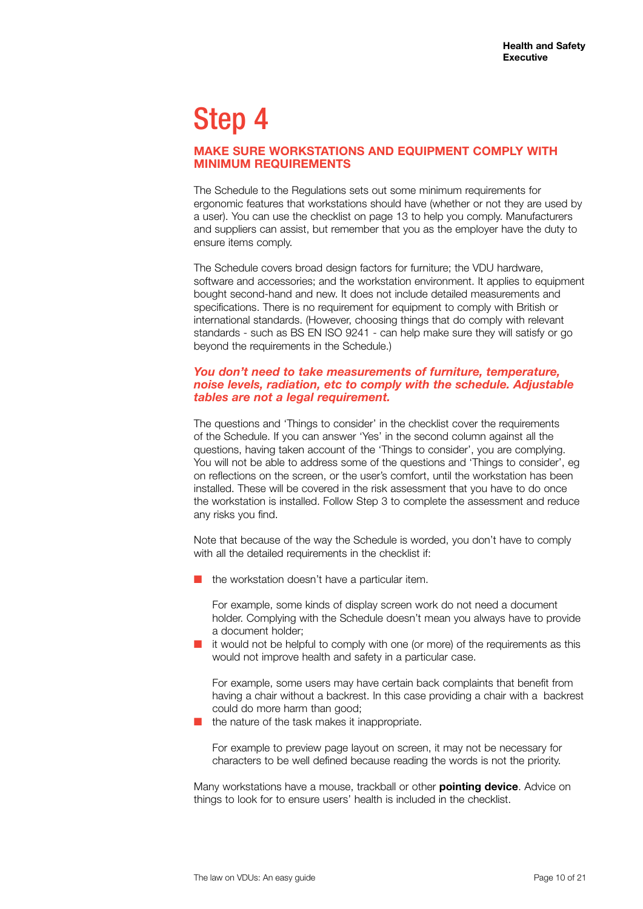# Step 4

## MAKE SURE WORKSTATIONS AND EQUIPMENT COMPLY WITH MINIMUM REQUIREMENTS

The Schedule to the Regulations sets out some minimum requirements for ergonomic features that workstations should have (whether or not they are used by a user). You can use the checklist on page 13 to help you comply. Manufacturers and suppliers can assist, but remember that you as the employer have the duty to ensure items comply.

The Schedule covers broad design factors for furniture; the VDU hardware, software and accessories; and the workstation environment. It applies to equipment bought second-hand and new. It does not include detailed measurements and specifications. There is no requirement for equipment to comply with British or international standards. (However, choosing things that do comply with relevant standards - such as BS EN ISO 9241 - can help make sure they will satisfy or go beyond the requirements in the Schedule.)

***You don't need to take measurements of furniture, temperature, noise levels, radiation, etc to comply with the schedule. Adjustable tables are not a legal requirement.***

The questions and 'Things to consider' in the checklist cover the requirements of the Schedule. If you can answer 'Yes' in the second column against all the questions, having taken account of the 'Things to consider', you are complying. You will not be able to address some of the questions and 'Things to consider', eg on reflections on the screen, or the user's comfort, until the workstation has been installed. These will be covered in the risk assessment that you have to do once the workstation is installed. Follow Step 3 to complete the assessment and reduce any risks you find.

Note that because of the way the Schedule is worded, you don't have to comply with all the detailed requirements in the checklist if:

- the workstation doesn't have a particular item.

  For example, some kinds of display screen work do not need a document holder. Complying with the Schedule doesn't mean you always have to provide a document holder;
- it would not be helpful to comply with one (or more) of the requirements as this would not improve health and safety in a particular case.

  For example, some users may have certain back complaints that benefit from having a chair without a backrest. In this case providing a chair with a backrest could do more harm than good;
- the nature of the task makes it inappropriate.

  For example to preview page layout on screen, it may not be necessary for characters to be well defined because reading the words is not the priority.

Many workstations have a mouse, trackball or other **pointing device**. Advice on things to look for to ensure users' health is included in the checklist.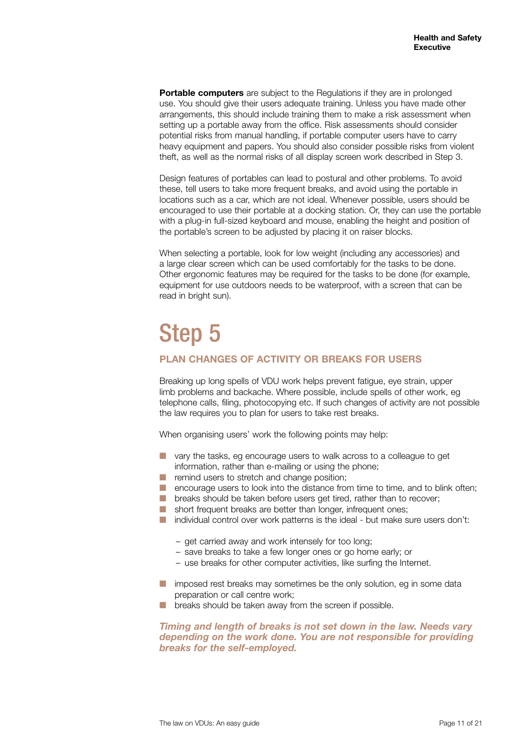**Portable computers** are subject to the Regulations if they are in prolonged use. You should give their users adequate training. Unless you have made other arrangements, this should include training them to make a risk assessment when setting up a portable away from the office. Risk assessments should consider potential risks from manual handling, if portable computer users have to carry heavy equipment and papers. You should also consider possible risks from violent theft, as well as the normal risks of all display screen work described in Step 3.

Design features of portables can lead to postural and other problems. To avoid these, tell users to take more frequent breaks, and avoid using the portable in locations such as a car, which are not ideal. Whenever possible, users should be encouraged to use their portable at a docking station. Or, they can use the portable with a plug-in full-sized keyboard and mouse, enabling the height and position of the portable's screen to be adjusted by placing it on raiser blocks.

When selecting a portable, look for low weight (including any accessories) and a large clear screen which can be used comfortably for the tasks to be done. Other ergonomic features may be required for the tasks to be done (for example, equipment for use outdoors needs to be waterproof, with a screen that can be read in bright sun).

# Step 5

## PLAN CHANGES OF ACTIVITY OR BREAKS FOR USERS

Breaking up long spells of VDU work helps prevent fatigue, eye strain, upper limb problems and backache. Where possible, include spells of other work, eg telephone calls, filing, photocopying etc. If such changes of activity are not possible the law requires you to plan for users to take rest breaks.

When organising users' work the following points may help:

- vary the tasks, eg encourage users to walk across to a colleague to get information, rather than e-mailing or using the phone;
- remind users to stretch and change position;
- encourage users to look into the distance from time to time, and to blink often;
- breaks should be taken before users get tired, rather than to recover;
- short frequent breaks are better than longer, infrequent ones;
- individual control over work patterns is the ideal - but make sure users don't:
  - get carried away and work intensely for too long;
  - save breaks to take a few longer ones or go home early; or
  - use breaks for other computer activities, like surfing the Internet.
- imposed rest breaks may sometimes be the only solution, eg in some data preparation or call centre work;
- breaks should be taken away from the screen if possible.

***Timing and length of breaks is not set down in the law. Needs vary depending on the work done. You are not responsible for providing breaks for the self-employed.***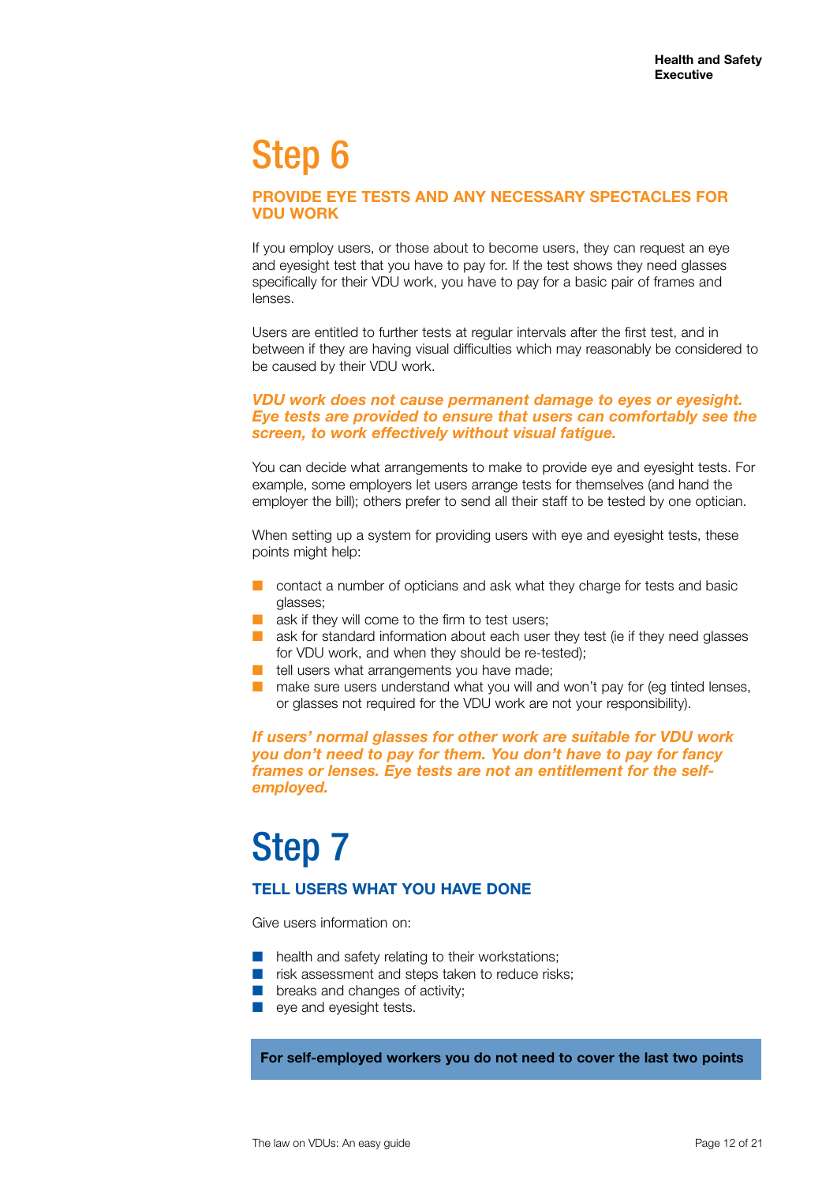# Step 6

## PROVIDE EYE TESTS AND ANY NECESSARY SPECTACLES FOR VDU WORK

If you employ users, or those about to become users, they can request an eye and eyesight test that you have to pay for. If the test shows they need glasses specifically for their VDU work, you have to pay for a basic pair of frames and lenses.

Users are entitled to further tests at regular intervals after the first test, and in between if they are having visual difficulties which may reasonably be considered to be caused by their VDU work.

***VDU work does not cause permanent damage to eyes or eyesight. Eye tests are provided to ensure that users can comfortably see the screen, to work effectively without visual fatigue.***

You can decide what arrangements to make to provide eye and eyesight tests. For example, some employers let users arrange tests for themselves (and hand the employer the bill); others prefer to send all their staff to be tested by one optician.

When setting up a system for providing users with eye and eyesight tests, these points might help:

- contact a number of opticians and ask what they charge for tests and basic glasses;
- ask if they will come to the firm to test users;
- ask for standard information about each user they test (ie if they need glasses for VDU work, and when they should be re-tested);
- tell users what arrangements you have made;
- make sure users understand what you will and won't pay for (eg tinted lenses, or glasses not required for the VDU work are not your responsibility).

***If users' normal glasses for other work are suitable for VDU work you don't need to pay for them. You don't have to pay for fancy frames or lenses. Eye tests are not an entitlement for the self-employed.***

# Step 7

## TELL USERS WHAT YOU HAVE DONE

Give users information on:

- health and safety relating to their workstations;
- risk assessment and steps taken to reduce risks;
- breaks and changes of activity;
- eye and eyesight tests.

**For self-employed workers you do not need to cover the last two points**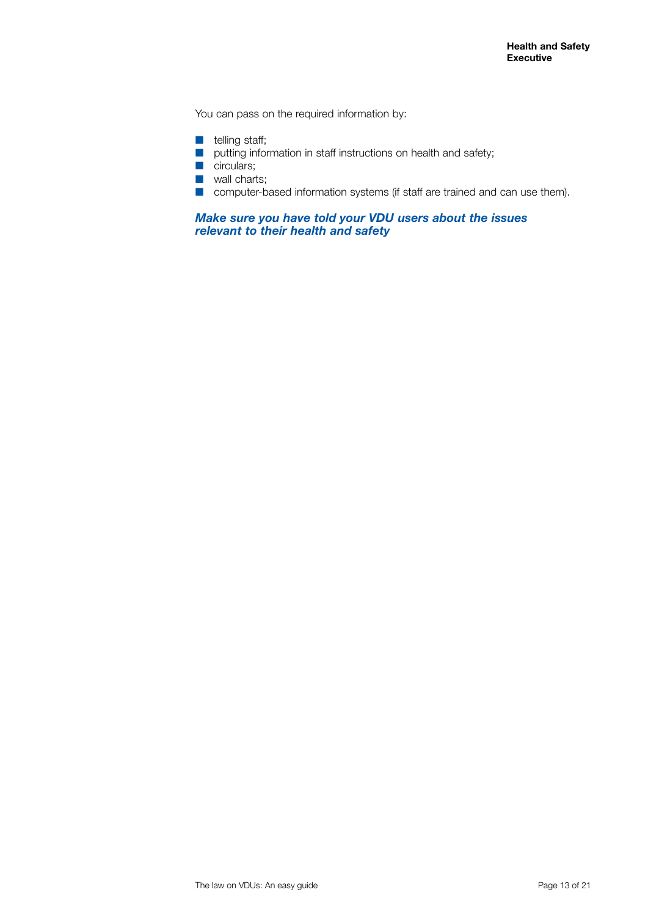You can pass on the required information by:

- telling staff;
- putting information in staff instructions on health and safety;
- circulars;
- wall charts;
- computer-based information systems (if staff are trained and can use them).

***Make sure you have told your VDU users about the issues relevant to their health and safety***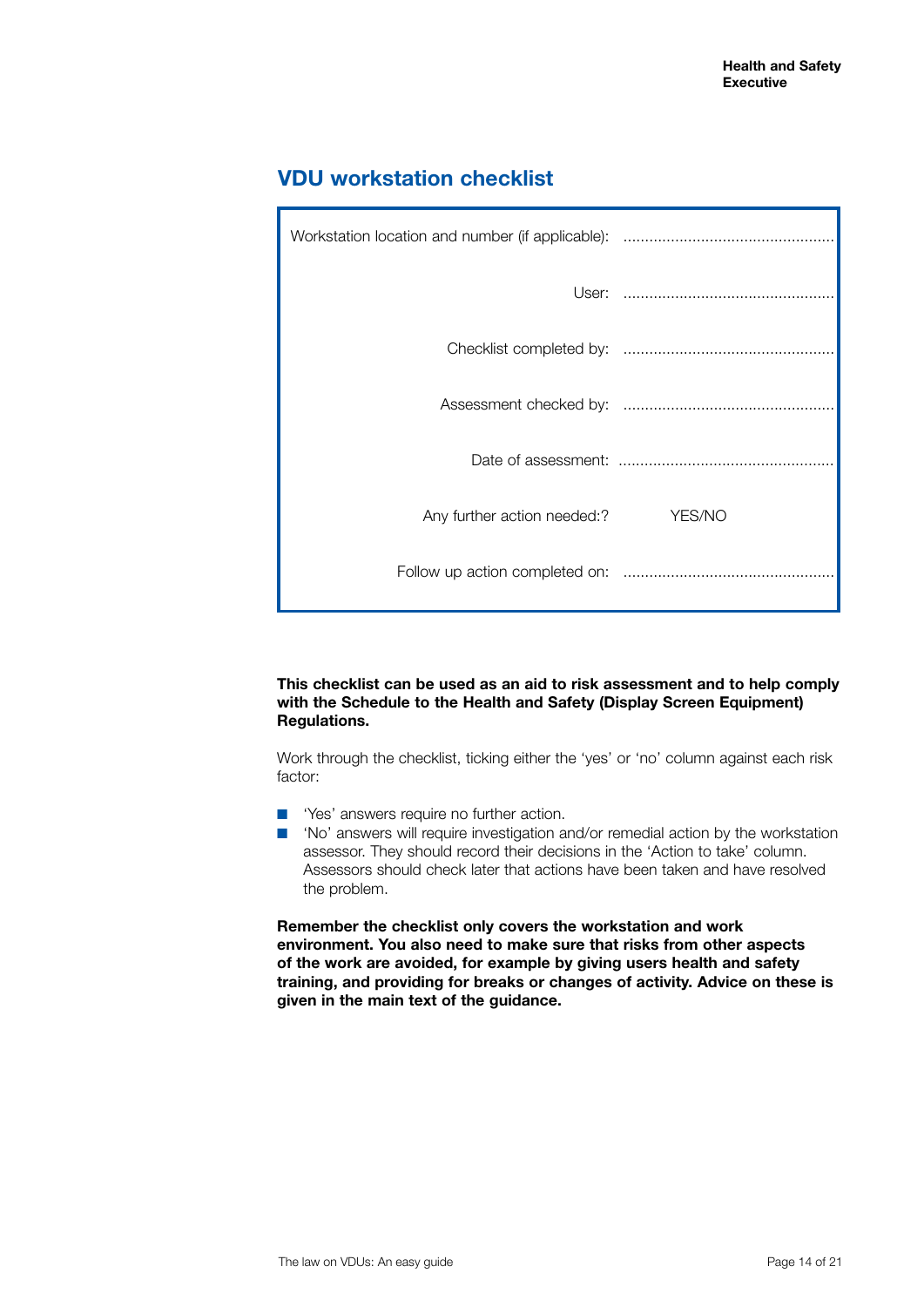# VDU workstation checklist

| | |
|---|---|
| Workstation location and number (if applicable): | ................................................ |
| User: | ................................................ |
| Checklist completed by: | ................................................ |
| Assessment checked by: | ................................................ |
| Date of assessment: | ................................................ |
| Any further action needed:? | YES/NO |
| Follow up action completed on: | ................................................ |

**This checklist can be used as an aid to risk assessment and to help comply with the Schedule to the Health and Safety (Display Screen Equipment) Regulations.**

Work through the checklist, ticking either the 'yes' or 'no' column against each risk factor:

- 'Yes' answers require no further action.
- 'No' answers will require investigation and/or remedial action by the workstation assessor. They should record their decisions in the 'Action to take' column. Assessors should check later that actions have been taken and have resolved the problem.

**Remember the checklist only covers the workstation and work environment. You also need to make sure that risks from other aspects of the work are avoided, for example by giving users health and safety training, and providing for breaks or changes of activity. Advice on these is given in the main text of the guidance.**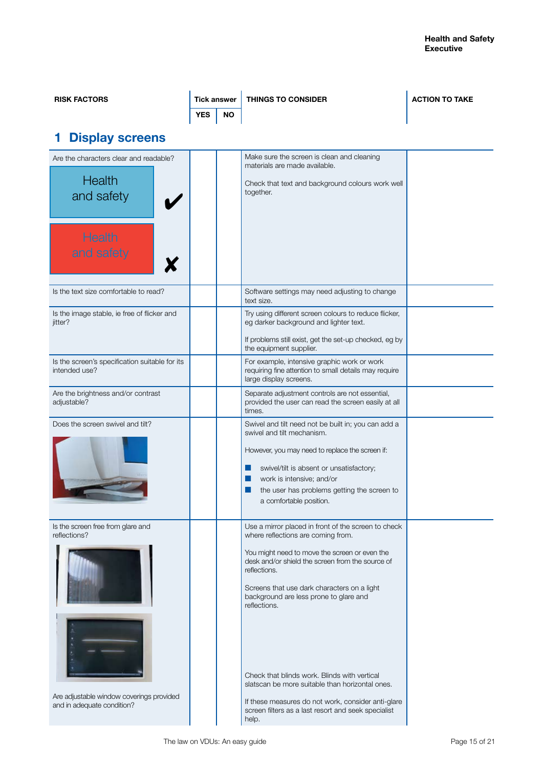| RISK FACTORS | Tick answer YES | Tick answer NO | THINGS TO CONSIDER | ACTION TO TAKE |
|---|---|---|---|---|

## 1 Display screens

| RISK FACTORS | YES | NO | THINGS TO CONSIDER | ACTION TO TAKE |
|---|---|---|---|---|
| Are the characters clear and readable? Health and safety ✔ Health and safety ✘ | | | Make sure the screen is clean and cleaning materials are made available. Check that text and background colours work well together. | |
| Is the text size comfortable to read? | | | Software settings may need adjusting to change text size. | |
| Is the image stable, ie free of flicker and jitter? | | | Try using different screen colours to reduce flicker, eg darker background and lighter text. If problems still exist, get the set-up checked, eg by the equipment supplier. | |
| Is the screen's specification suitable for its intended use? | | | For example, intensive graphic work or work requiring fine attention to small details may require large display screens. | |
| Are the brightness and/or contrast adjustable? | | | Separate adjustment controls are not essential, provided the user can read the screen easily at all times. | |
| Does the screen swivel and tilt? | | | Swivel and tilt need not be built in; you can add a swivel and tilt mechanism. However, you may need to replace the screen if: ▪ swivel/tilt is absent or unsatisfactory; ▪ work is intensive; and/or ▪ the user has problems getting the screen to a comfortable position. | |
| Is the screen free from glare and reflections? | | | Use a mirror placed in front of the screen to check where reflections are coming from. You might need to move the screen or even the desk and/or shield the screen from the source of reflections. Screens that use dark characters on a light background are less prone to glare and reflections. | |
| Are adjustable window coverings provided and in adequate condition? | | | Check that blinds work. Blinds with vertical slatscan be more suitable than horizontal ones. If these measures do not work, consider anti-glare screen filters as a last resort and seek specialist help. | |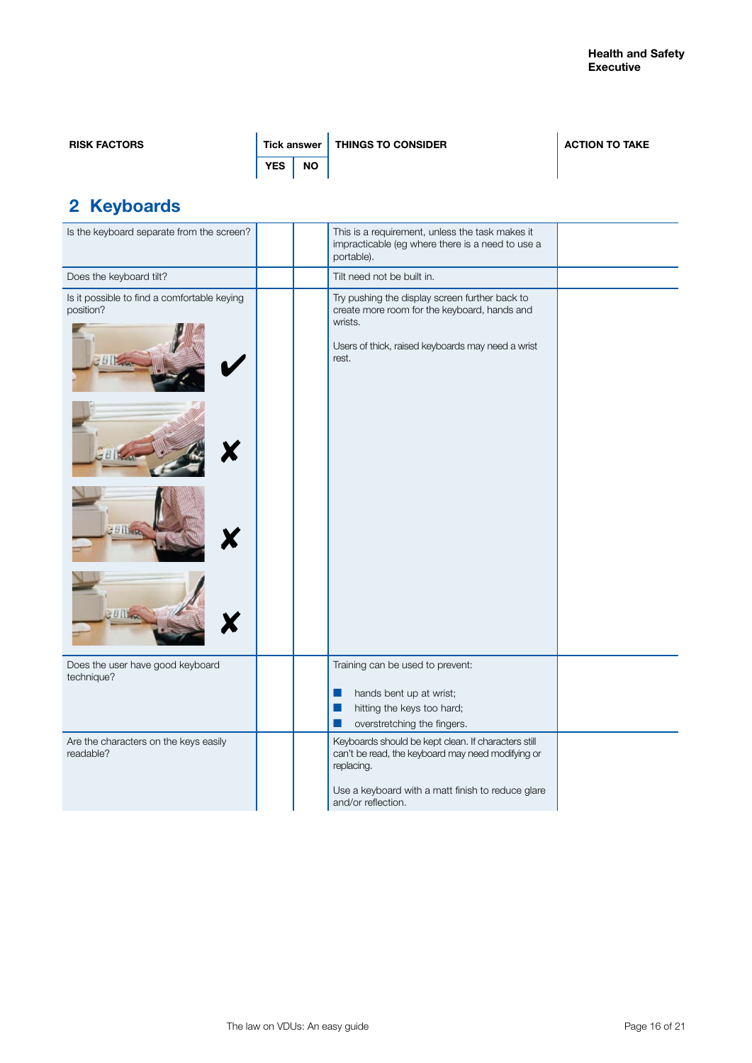| RISK FACTORS | Tick answer YES | Tick answer NO | THINGS TO CONSIDER | ACTION TO TAKE |
|---|---|---|---|---|

## 2 Keyboards

| RISK FACTORS | YES | NO | THINGS TO CONSIDER | ACTION TO TAKE |
|---|---|---|---|---|
| Is the keyboard separate from the screen? | | | This is a requirement, unless the task makes it impracticable (eg where there is a need to use a portable). | |
| Does the keyboard tilt? | | | Tilt need not be built in. | |
| Is it possible to find a comfortable keying position? ✔ ✘ ✘ ✘ | | | Try pushing the display screen further back to create more room for the keyboard, hands and wrists. Users of thick, raised keyboards may need a wrist rest. | |
| Does the user have good keyboard technique? | | | Training can be used to prevent: <br>■ hands bent up at wrist; <br>■ hitting the keys too hard; <br>■ overstretching the fingers. | |
| Are the characters on the keys easily readable? | | | Keyboards should be kept clean. If characters still can't be read, the keyboard may need modifying or replacing. Use a keyboard with a matt finish to reduce glare and/or reflection. | |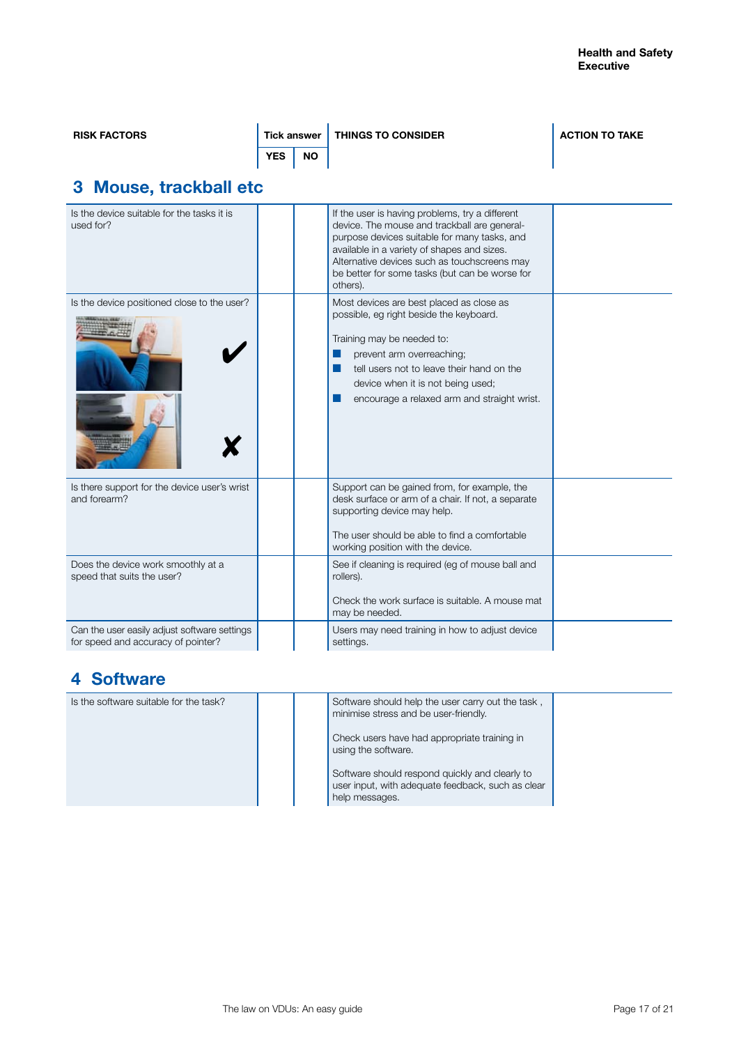| RISK FACTORS | Tick answer YES | NO | THINGS TO CONSIDER | ACTION TO TAKE |
|---|---|---|---|---|

## 3 Mouse, trackball etc

| RISK FACTORS | YES | NO | THINGS TO CONSIDER | ACTION TO TAKE |
|---|---|---|---|---|
| Is the device suitable for the tasks it is used for? | | | If the user is having problems, try a different device. The mouse and trackball are general-purpose devices suitable for many tasks, and available in a variety of shapes and sizes. Alternative devices such as touchscreens may be better for some tasks (but can be worse for others). | |
| Is the device positioned close to the user? ✔ ✘ | | | Most devices are best placed as close as possible, eg right beside the keyboard.<br><br>Training may be needed to:<br>■ prevent arm overreaching;<br>■ tell users not to leave their hand on the device when it is not being used;<br>■ encourage a relaxed arm and straight wrist. | |
| Is there support for the device user's wrist and forearm? | | | Support can be gained from, for example, the desk surface or arm of a chair. If not, a separate supporting device may help.<br><br>The user should be able to find a comfortable working position with the device. | |
| Does the device work smoothly at a speed that suits the user? | | | See if cleaning is required (eg of mouse ball and rollers).<br><br>Check the work surface is suitable. A mouse mat may be needed. | |
| Can the user easily adjust software settings for speed and accuracy of pointer? | | | Users may need training in how to adjust device settings. | |

## 4 Software

| RISK FACTORS | YES | NO | THINGS TO CONSIDER | ACTION TO TAKE |
|---|---|---|---|---|
| Is the software suitable for the task? | | | Software should help the user carry out the task , minimise stress and be user-friendly.<br><br>Check users have had appropriate training in using the software.<br><br>Software should respond quickly and clearly to user input, with adequate feedback, such as clear help messages. | |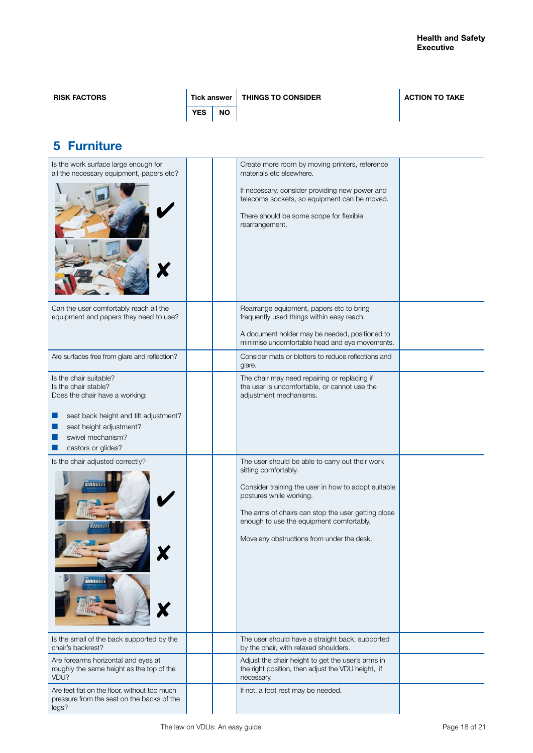## 5 Furniture

| RISK FACTORS | Tick answer YES | NO | THINGS TO CONSIDER | ACTION TO TAKE |
|---|---|---|---|---|
| Is the work surface large enough for all the necessary equipment, papers etc? ✔ ✘ | | | Create more room by moving printers, reference materials etc elsewhere.<br><br>If necessary, consider providing new power and telecoms sockets, so equipment can be moved.<br><br>There should be some scope for flexible rearrangement. | |
| Can the user comfortably reach all the equipment and papers they need to use? | | | Rearrange equipment, papers etc to bring frequently used things within easy reach.<br><br>A document holder may be needed, positioned to minimise uncomfortable head and eye movements. | |
| Are surfaces free from glare and reflection? | | | Consider mats or blotters to reduce reflections and glare. | |
| Is the chair suitable?<br>Is the chair stable?<br>Does the chair have a working:<br>- seat back height and tilt adjustment?<br>- seat height adjustment?<br>- swivel mechanism?<br>- castors or glides? | | | The chair may need repairing or replacing if the user is uncomfortable, or cannot use the adjustment mechanisms. | |
| Is the chair adjusted correctly? ✔ ✘ ✘ | | | The user should be able to carry out their work sitting comfortably.<br><br>Consider training the user in how to adopt suitable postures while working.<br><br>The arms of chairs can stop the user getting close enough to use the equipment comfortably.<br><br>Move any obstructions from under the desk. | |
| Is the small of the back supported by the chair's backrest? | | | The user should have a straight back, supported by the chair, with relaxed shoulders. | |
| Are forearms horizontal and eyes at roughly the same height as the top of the VDU? | | | Adjust the chair height to get the user's arms in the right position, then adjust the VDU height, if necessary. | |
| Are feet flat on the floor, without too much pressure from the seat on the backs of the legs? | | | If not, a foot rest may be needed. | |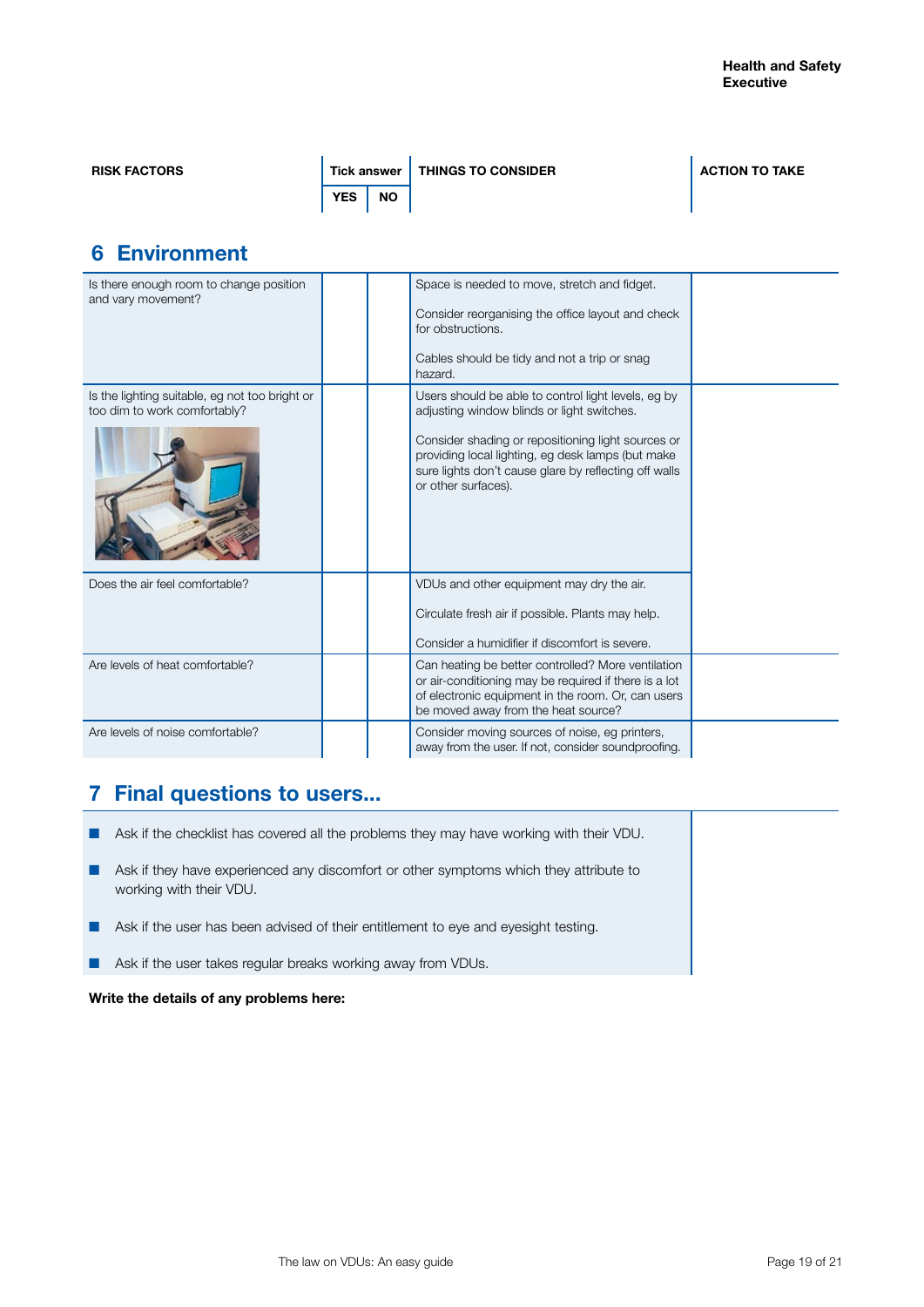| RISK FACTORS | Tick answer YES | NO | THINGS TO CONSIDER | ACTION TO TAKE |
|---|---|---|---|---|

## 6 Environment

| RISK FACTORS | YES | NO | THINGS TO CONSIDER | ACTION TO TAKE |
|---|---|---|---|---|
| Is there enough room to change position and vary movement? | | | Space is needed to move, stretch and fidget. Consider reorganising the office layout and check for obstructions. Cables should be tidy and not a trip or snag hazard. | |
| Is the lighting suitable, eg not too bright or too dim to work comfortably? | | | Users should be able to control light levels, eg by adjusting window blinds or light switches. Consider shading or repositioning light sources or providing local lighting, eg desk lamps (but make sure lights don't cause glare by reflecting off walls or other surfaces). | |
| Does the air feel comfortable? | | | VDUs and other equipment may dry the air. Circulate fresh air if possible. Plants may help. Consider a humidifier if discomfort is severe. | |
| Are levels of heat comfortable? | | | Can heating be better controlled? More ventilation or air-conditioning may be required if there is a lot of electronic equipment in the room. Or, can users be moved away from the heat source? | |
| Are levels of noise comfortable? | | | Consider moving sources of noise, eg printers, away from the user. If not, consider soundproofing. | |

## 7 Final questions to users...

- Ask if the checklist has covered all the problems they may have working with their VDU.
- Ask if they have experienced any discomfort or other symptoms which they attribute to working with their VDU.
- Ask if the user has been advised of their entitlement to eye and eyesight testing.
- Ask if the user takes regular breaks working away from VDUs.

**Write the details of any problems here:**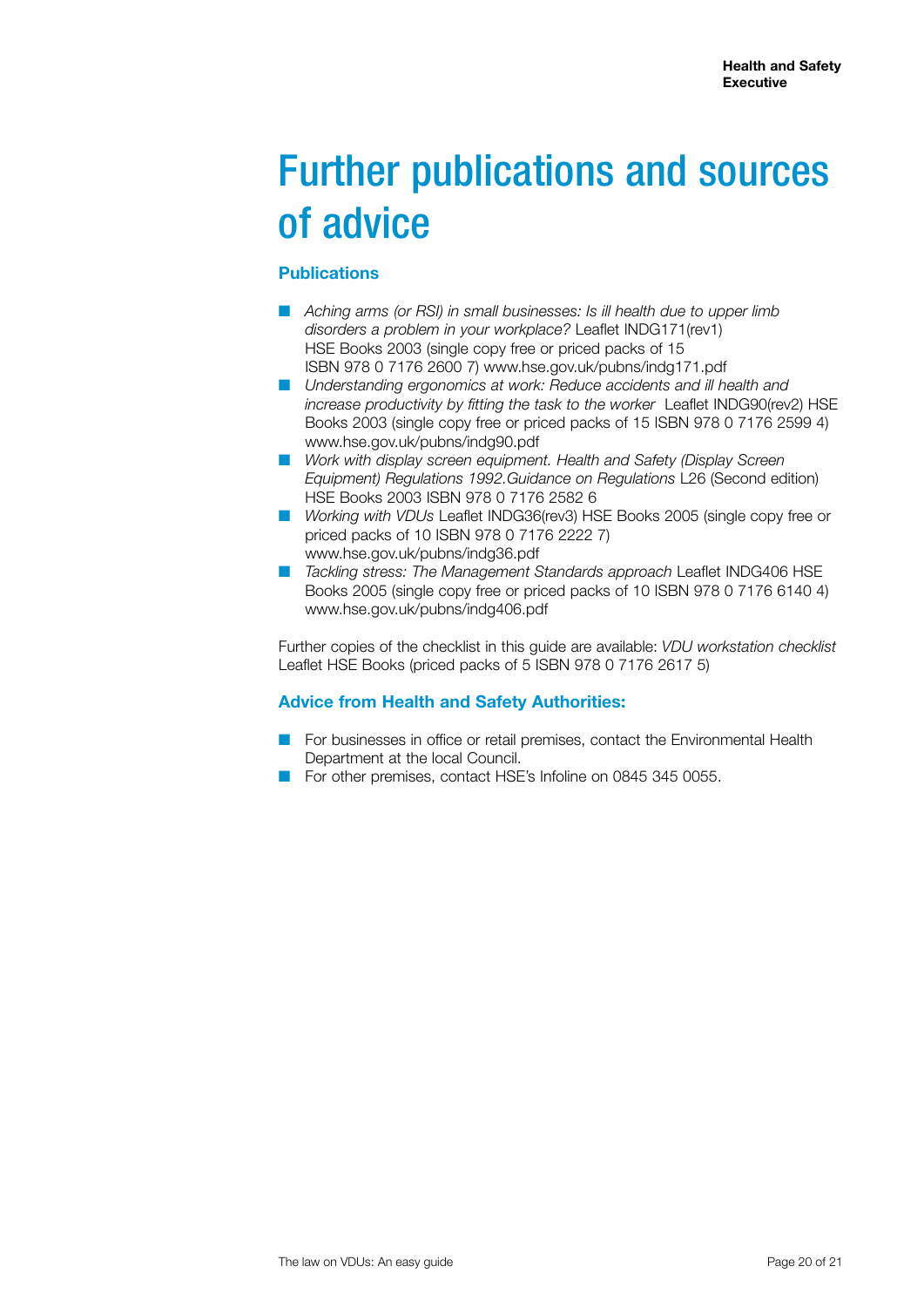# Further publications and sources of advice

## Publications

- *Aching arms (or RSI) in small businesses: Is ill health due to upper limb disorders a problem in your workplace?* Leaflet INDG171(rev1) HSE Books 2003 (single copy free or priced packs of 15 ISBN 978 0 7176 2600 7) www.hse.gov.uk/pubns/indg171.pdf
- *Understanding ergonomics at work: Reduce accidents and ill health and increase productivity by fitting the task to the worker* Leaflet INDG90(rev2) HSE Books 2003 (single copy free or priced packs of 15 ISBN 978 0 7176 2599 4) www.hse.gov.uk/pubns/indg90.pdf
- *Work with display screen equipment. Health and Safety (Display Screen Equipment) Regulations 1992.Guidance on Regulations* L26 (Second edition) HSE Books 2003 ISBN 978 0 7176 2582 6
- *Working with VDUs* Leaflet INDG36(rev3) HSE Books 2005 (single copy free or priced packs of 10 ISBN 978 0 7176 2222 7) www.hse.gov.uk/pubns/indg36.pdf
- *Tackling stress: The Management Standards approach* Leaflet INDG406 HSE Books 2005 (single copy free or priced packs of 10 ISBN 978 0 7176 6140 4) www.hse.gov.uk/pubns/indg406.pdf

Further copies of the checklist in this guide are available: *VDU workstation checklist* Leaflet HSE Books (priced packs of 5 ISBN 978 0 7176 2617 5)

## Advice from Health and Safety Authorities:

- For businesses in office or retail premises, contact the Environmental Health Department at the local Council.
- For other premises, contact HSE's Infoline on 0845 345 0055.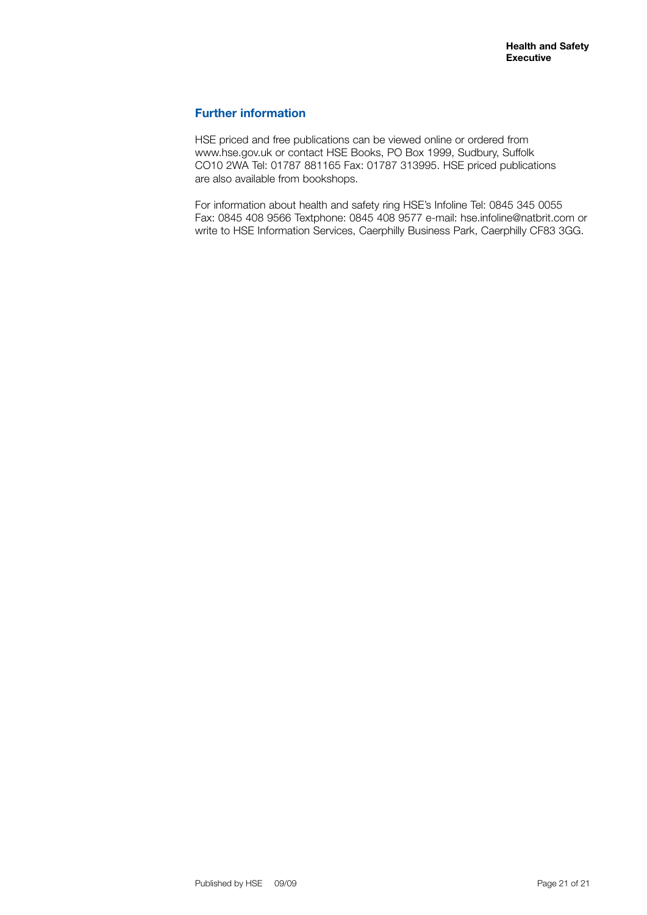## Further information

HSE priced and free publications can be viewed online or ordered from www.hse.gov.uk or contact HSE Books, PO Box 1999, Sudbury, Suffolk CO10 2WA Tel: 01787 881165 Fax: 01787 313995. HSE priced publications are also available from bookshops.

For information about health and safety ring HSE's Infoline Tel: 0845 345 0055 Fax: 0845 408 9566 Textphone: 0845 408 9577 e-mail: hse.infoline@natbrit.com or write to HSE Information Services, Caerphilly Business Park, Caerphilly CF83 3GG.

Published by HSE 09/09